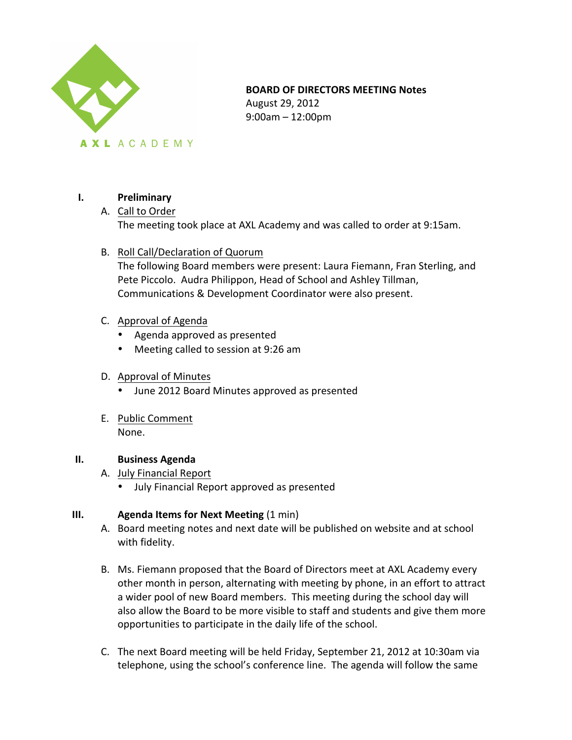AXL ACADEMY

**BOARD OF DIRECTORS MEETING Notes**
August 29, 2012
9:00am – 12:00pm

## I. Preliminary

A. Call to Order

The meeting took place at AXL Academy and was called to order at 9:15am.

B. Roll Call/Declaration of Quorum

The following Board members were present: Laura Fiemann, Fran Sterling, and Pete Piccolo. Audra Philippon, Head of School and Ashley Tillman, Communications & Development Coordinator were also present.

C. Approval of Agenda

- Agenda approved as presented
- Meeting called to session at 9:26 am

D. Approval of Minutes

- June 2012 Board Minutes approved as presented

E. Public Comment

None.

## II. Business Agenda

A. July Financial Report

- July Financial Report approved as presented

## III. Agenda Items for Next Meeting (1 min)

A. Board meeting notes and next date will be published on website and at school with fidelity.

B. Ms. Fiemann proposed that the Board of Directors meet at AXL Academy every other month in person, alternating with meeting by phone, in an effort to attract a wider pool of new Board members. This meeting during the school day will also allow the Board to be more visible to staff and students and give them more opportunities to participate in the daily life of the school.

C. The next Board meeting will be held Friday, September 21, 2012 at 10:30am via telephone, using the school's conference line. The agenda will follow the same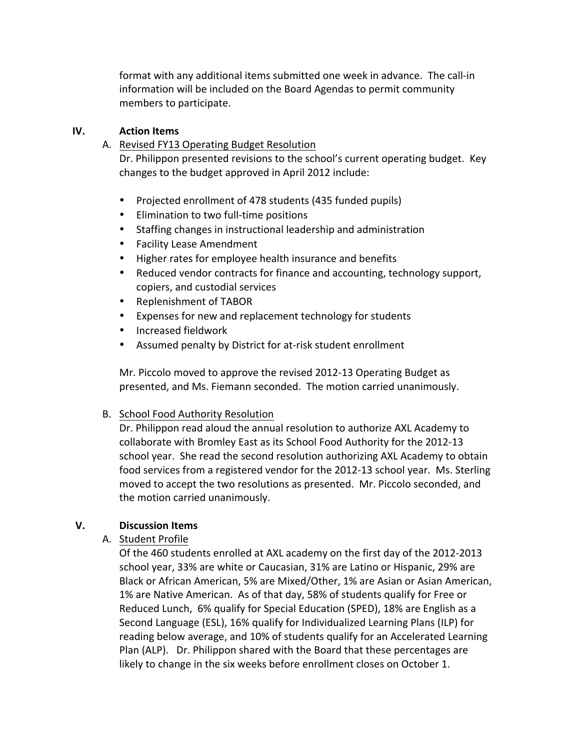format with any additional items submitted one week in advance. The call-in information will be included on the Board Agendas to permit community members to participate.

## IV. Action Items

### A. Revised FY13 Operating Budget Resolution

Dr. Philippon presented revisions to the school's current operating budget. Key changes to the budget approved in April 2012 include:

- Projected enrollment of 478 students (435 funded pupils)
- Elimination to two full-time positions
- Staffing changes in instructional leadership and administration
- Facility Lease Amendment
- Higher rates for employee health insurance and benefits
- Reduced vendor contracts for finance and accounting, technology support, copiers, and custodial services
- Replenishment of TABOR
- Expenses for new and replacement technology for students
- Increased fieldwork
- Assumed penalty by District for at-risk student enrollment

Mr. Piccolo moved to approve the revised 2012-13 Operating Budget as presented, and Ms. Fiemann seconded. The motion carried unanimously.

### B. School Food Authority Resolution

Dr. Philippon read aloud the annual resolution to authorize AXL Academy to collaborate with Bromley East as its School Food Authority for the 2012-13 school year. She read the second resolution authorizing AXL Academy to obtain food services from a registered vendor for the 2012-13 school year. Ms. Sterling moved to accept the two resolutions as presented. Mr. Piccolo seconded, and the motion carried unanimously.

## V. Discussion Items

### A. Student Profile

Of the 460 students enrolled at AXL academy on the first day of the 2012-2013 school year, 33% are white or Caucasian, 31% are Latino or Hispanic, 29% are Black or African American, 5% are Mixed/Other, 1% are Asian or Asian American, 1% are Native American. As of that day, 58% of students qualify for Free or Reduced Lunch, 6% qualify for Special Education (SPED), 18% are English as a Second Language (ESL), 16% qualify for Individualized Learning Plans (ILP) for reading below average, and 10% of students qualify for an Accelerated Learning Plan (ALP). Dr. Philippon shared with the Board that these percentages are likely to change in the six weeks before enrollment closes on October 1.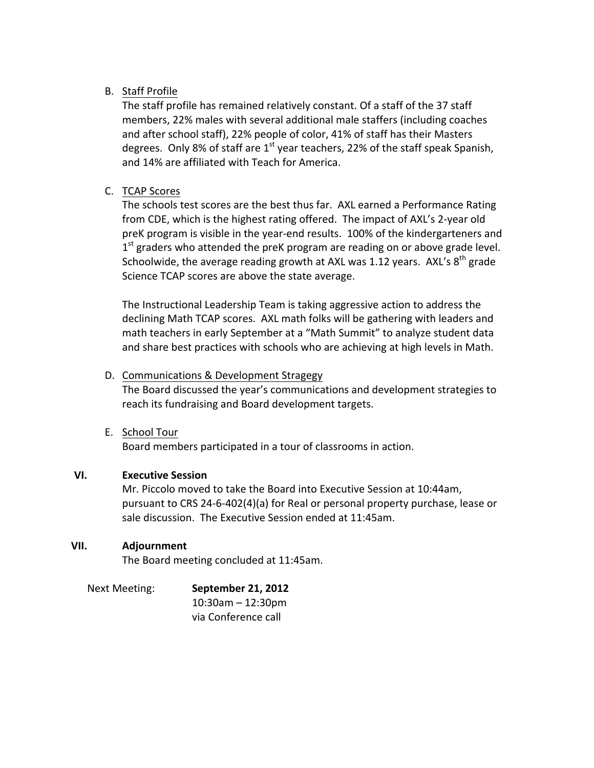B. Staff Profile

The staff profile has remained relatively constant. Of a staff of the 37 staff members, 22% males with several additional male staffers (including coaches and after school staff), 22% people of color, 41% of staff has their Masters degrees. Only 8% of staff are 1st year teachers, 22% of the staff speak Spanish, and 14% are affiliated with Teach for America.

C. TCAP Scores

The schools test scores are the best thus far. AXL earned a Performance Rating from CDE, which is the highest rating offered. The impact of AXL's 2-year old preK program is visible in the year-end results. 100% of the kindergarteners and 1st graders who attended the preK program are reading on or above grade level. Schoolwide, the average reading growth at AXL was 1.12 years. AXL's 8th grade Science TCAP scores are above the state average.

The Instructional Leadership Team is taking aggressive action to address the declining Math TCAP scores. AXL math folks will be gathering with leaders and math teachers in early September at a "Math Summit" to analyze student data and share best practices with schools who are achieving at high levels in Math.

D. Communications & Development Stragegy

The Board discussed the year's communications and development strategies to reach its fundraising and Board development targets.

E. School Tour

Board members participated in a tour of classrooms in action.

## VI. Executive Session

Mr. Piccolo moved to take the Board into Executive Session at 10:44am, pursuant to CRS 24-6-402(4)(a) for Real or personal property purchase, lease or sale discussion. The Executive Session ended at 11:45am.

## VII. Adjournment

The Board meeting concluded at 11:45am.

Next Meeting: **September 21, 2012**
10:30am – 12:30pm
via Conference call